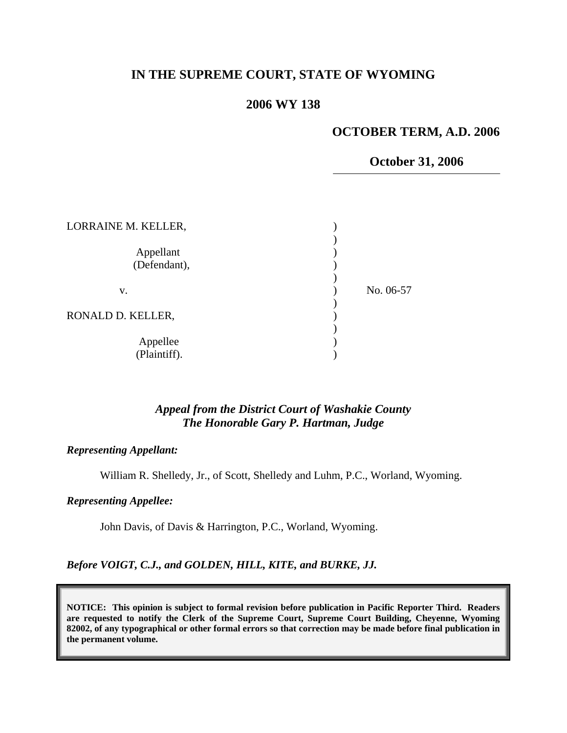**IN THE SUPREME COURT, STATE OF WYOMING**

**2006 WY 138**

**OCTOBER TERM, A.D. 2006**

**October 31, 2006**

| | | |
|---|---|---|
| LORRAINE M. KELLER, | ) | |
| | ) | |
| Appellant (Defendant), | ) | |
| | ) | |
| v. | ) | No. 06-57 |
| | ) | |
| RONALD D. KELLER, | ) | |
| | ) | |
| Appellee (Plaintiff). | ) | |

***Appeal from the District Court of Washakie County***
***The Honorable Gary P. Hartman, Judge***

***Representing Appellant:***

William R. Shelledy, Jr., of Scott, Shelledy and Luhm, P.C., Worland, Wyoming.

***Representing Appellee:***

John Davis, of Davis & Harrington, P.C., Worland, Wyoming.

***Before VOIGT, C.J., and GOLDEN, HILL, KITE, and BURKE, JJ.***

**NOTICE: This opinion is subject to formal revision before publication in Pacific Reporter Third. Readers are requested to notify the Clerk of the Supreme Court, Supreme Court Building, Cheyenne, Wyoming 82002, of any typographical or other formal errors so that correction may be made before final publication in the permanent volume.**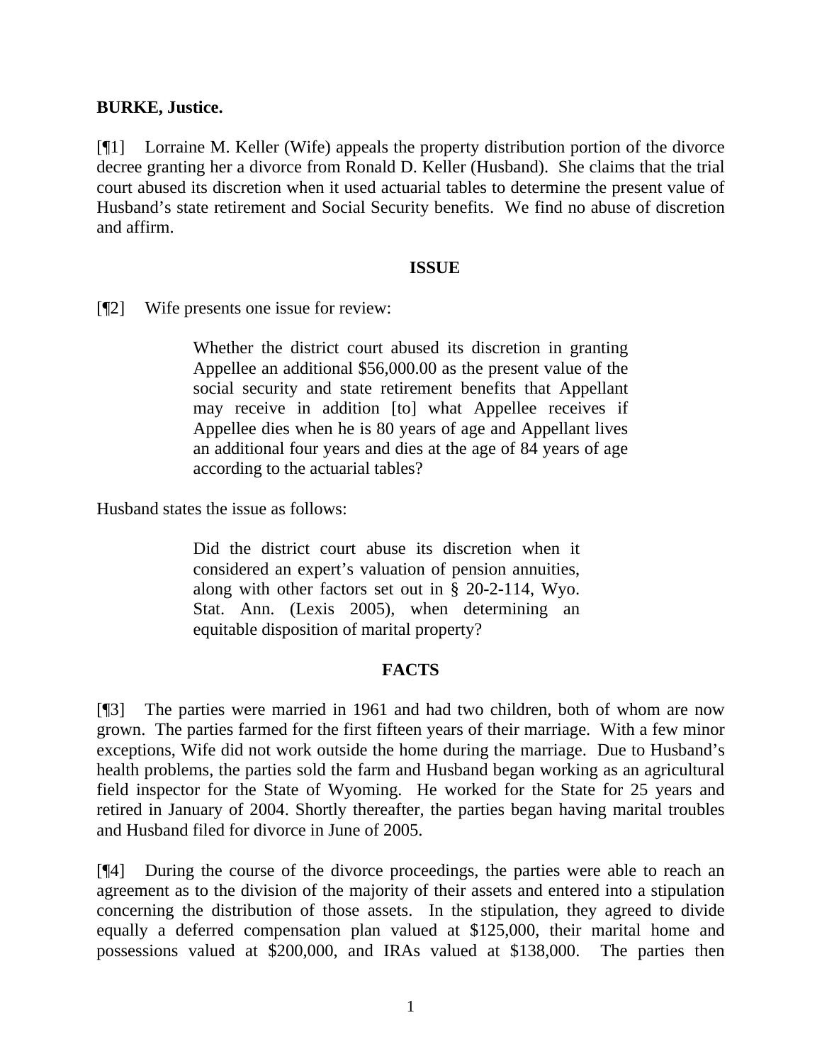**BURKE, Justice.**

[¶1] Lorraine M. Keller (Wife) appeals the property distribution portion of the divorce decree granting her a divorce from Ronald D. Keller (Husband). She claims that the trial court abused its discretion when it used actuarial tables to determine the present value of Husband's state retirement and Social Security benefits. We find no abuse of discretion and affirm.

## ISSUE

[¶2] Wife presents one issue for review:

> Whether the district court abused its discretion in granting Appellee an additional $56,000.00 as the present value of the social security and state retirement benefits that Appellant may receive in addition [to] what Appellee receives if Appellee dies when he is 80 years of age and Appellant lives an additional four years and dies at the age of 84 years of age according to the actuarial tables?

Husband states the issue as follows:

> Did the district court abuse its discretion when it considered an expert's valuation of pension annuities, along with other factors set out in § 20-2-114, Wyo. Stat. Ann. (Lexis 2005), when determining an equitable disposition of marital property?

## FACTS

[¶3] The parties were married in 1961 and had two children, both of whom are now grown. The parties farmed for the first fifteen years of their marriage. With a few minor exceptions, Wife did not work outside the home during the marriage. Due to Husband's health problems, the parties sold the farm and Husband began working as an agricultural field inspector for the State of Wyoming. He worked for the State for 25 years and retired in January of 2004. Shortly thereafter, the parties began having marital troubles and Husband filed for divorce in June of 2005.

[¶4] During the course of the divorce proceedings, the parties were able to reach an agreement as to the division of the majority of their assets and entered into a stipulation concerning the distribution of those assets. In the stipulation, they agreed to divide equally a deferred compensation plan valued at $125,000, their marital home and possessions valued at $200,000, and IRAs valued at $138,000. The parties then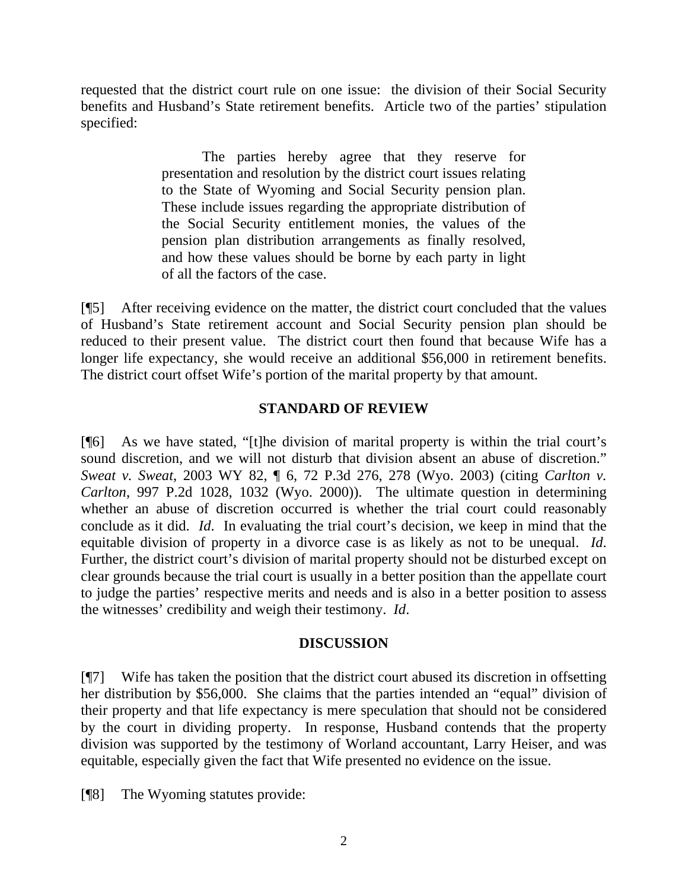requested that the district court rule on one issue: the division of their Social Security benefits and Husband's State retirement benefits. Article two of the parties' stipulation specified:

> The parties hereby agree that they reserve for presentation and resolution by the district court issues relating to the State of Wyoming and Social Security pension plan. These include issues regarding the appropriate distribution of the Social Security entitlement monies, the values of the pension plan distribution arrangements as finally resolved, and how these values should be borne by each party in light of all the factors of the case.

[¶5] After receiving evidence on the matter, the district court concluded that the values of Husband's State retirement account and Social Security pension plan should be reduced to their present value. The district court then found that because Wife has a longer life expectancy, she would receive an additional $56,000 in retirement benefits. The district court offset Wife's portion of the marital property by that amount.

## STANDARD OF REVIEW

[¶6] As we have stated, "[t]he division of marital property is within the trial court's sound discretion, and we will not disturb that division absent an abuse of discretion." *Sweat v. Sweat*, 2003 WY 82, ¶ 6, 72 P.3d 276, 278 (Wyo. 2003) (citing *Carlton v. Carlton*, 997 P.2d 1028, 1032 (Wyo. 2000)). The ultimate question in determining whether an abuse of discretion occurred is whether the trial court could reasonably conclude as it did. *Id*. In evaluating the trial court's decision, we keep in mind that the equitable division of property in a divorce case is as likely as not to be unequal. *Id*. Further, the district court's division of marital property should not be disturbed except on clear grounds because the trial court is usually in a better position than the appellate court to judge the parties' respective merits and needs and is also in a better position to assess the witnesses' credibility and weigh their testimony. *Id*.

## DISCUSSION

[¶7] Wife has taken the position that the district court abused its discretion in offsetting her distribution by $56,000. She claims that the parties intended an "equal" division of their property and that life expectancy is mere speculation that should not be considered by the court in dividing property. In response, Husband contends that the property division was supported by the testimony of Worland accountant, Larry Heiser, and was equitable, especially given the fact that Wife presented no evidence on the issue.

[¶8] The Wyoming statutes provide: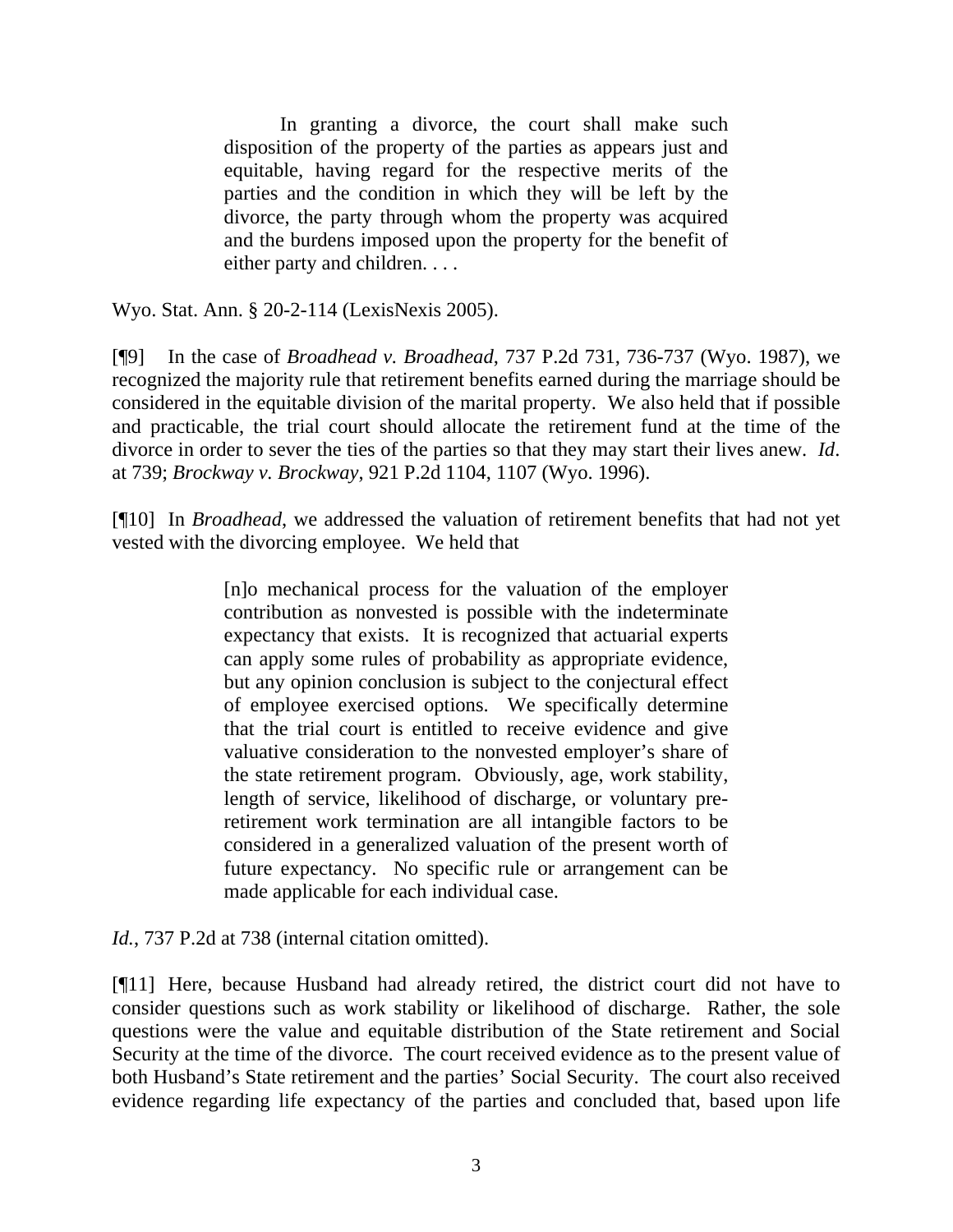> In granting a divorce, the court shall make such disposition of the property of the parties as appears just and equitable, having regard for the respective merits of the parties and the condition in which they will be left by the divorce, the party through whom the property was acquired and the burdens imposed upon the property for the benefit of either party and children. . . .

Wyo. Stat. Ann. § 20-2-114 (LexisNexis 2005).

[¶9] In the case of *Broadhead v. Broadhead*, 737 P.2d 731, 736-737 (Wyo. 1987), we recognized the majority rule that retirement benefits earned during the marriage should be considered in the equitable division of the marital property. We also held that if possible and practicable, the trial court should allocate the retirement fund at the time of the divorce in order to sever the ties of the parties so that they may start their lives anew. *Id*. at 739; *Brockway v. Brockway*, 921 P.2d 1104, 1107 (Wyo. 1996).

[¶10] In *Broadhead*, we addressed the valuation of retirement benefits that had not yet vested with the divorcing employee. We held that

> [n]o mechanical process for the valuation of the employer contribution as nonvested is possible with the indeterminate expectancy that exists. It is recognized that actuarial experts can apply some rules of probability as appropriate evidence, but any opinion conclusion is subject to the conjectural effect of employee exercised options. We specifically determine that the trial court is entitled to receive evidence and give valuative consideration to the nonvested employer's share of the state retirement program. Obviously, age, work stability, length of service, likelihood of discharge, or voluntary pre-retirement work termination are all intangible factors to be considered in a generalized valuation of the present worth of future expectancy. No specific rule or arrangement can be made applicable for each individual case.

*Id.*, 737 P.2d at 738 (internal citation omitted).

[¶11] Here, because Husband had already retired, the district court did not have to consider questions such as work stability or likelihood of discharge. Rather, the sole questions were the value and equitable distribution of the State retirement and Social Security at the time of the divorce. The court received evidence as to the present value of both Husband's State retirement and the parties' Social Security. The court also received evidence regarding life expectancy of the parties and concluded that, based upon life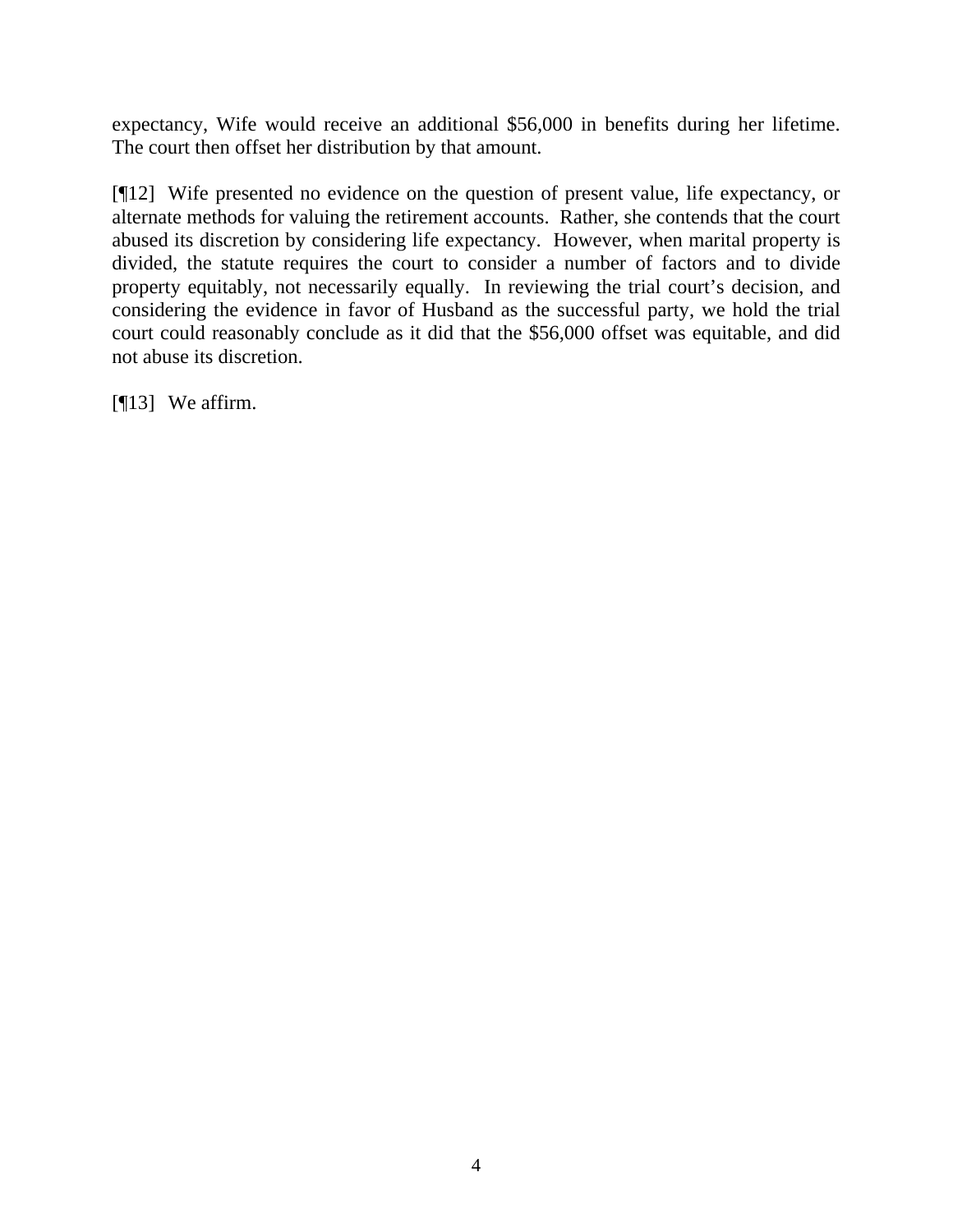expectancy, Wife would receive an additional $56,000 in benefits during her lifetime. The court then offset her distribution by that amount.

[¶12] Wife presented no evidence on the question of present value, life expectancy, or alternate methods for valuing the retirement accounts. Rather, she contends that the court abused its discretion by considering life expectancy. However, when marital property is divided, the statute requires the court to consider a number of factors and to divide property equitably, not necessarily equally. In reviewing the trial court's decision, and considering the evidence in favor of Husband as the successful party, we hold the trial court could reasonably conclude as it did that the $56,000 offset was equitable, and did not abuse its discretion.

[¶13] We affirm.